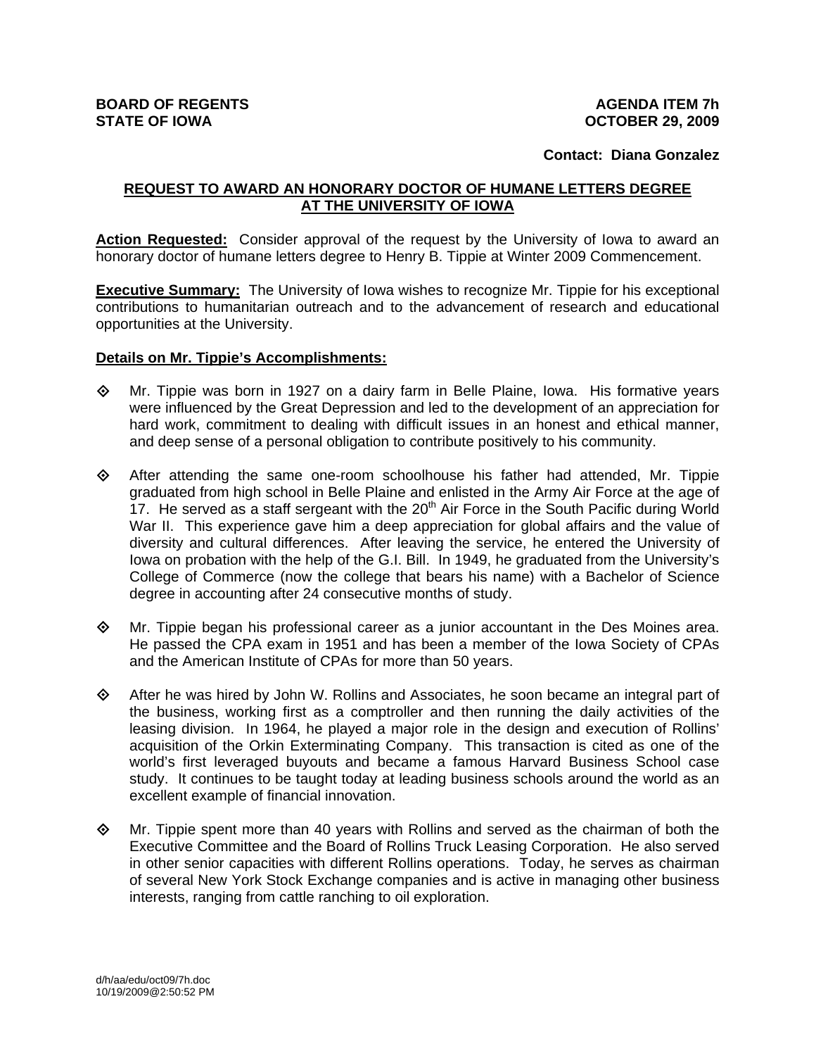**BOARD OF REGENTS**
**STATE OF IOWA**

**AGENDA ITEM 7h**
**OCTOBER 29, 2009**

**Contact: Diana Gonzalez**

## REQUEST TO AWARD AN HONORARY DOCTOR OF HUMANE LETTERS DEGREE AT THE UNIVERSITY OF IOWA

**Action Requested:** Consider approval of the request by the University of Iowa to award an honorary doctor of humane letters degree to Henry B. Tippie at Winter 2009 Commencement.

**Executive Summary:** The University of Iowa wishes to recognize Mr. Tippie for his exceptional contributions to humanitarian outreach and to the advancement of research and educational opportunities at the University.

**Details on Mr. Tippie's Accomplishments:**

- Mr. Tippie was born in 1927 on a dairy farm in Belle Plaine, Iowa. His formative years were influenced by the Great Depression and led to the development of an appreciation for hard work, commitment to dealing with difficult issues in an honest and ethical manner, and deep sense of a personal obligation to contribute positively to his community.

- After attending the same one-room schoolhouse his father had attended, Mr. Tippie graduated from high school in Belle Plaine and enlisted in the Army Air Force at the age of 17. He served as a staff sergeant with the 20th Air Force in the South Pacific during World War II. This experience gave him a deep appreciation for global affairs and the value of diversity and cultural differences. After leaving the service, he entered the University of Iowa on probation with the help of the G.I. Bill. In 1949, he graduated from the University's College of Commerce (now the college that bears his name) with a Bachelor of Science degree in accounting after 24 consecutive months of study.

- Mr. Tippie began his professional career as a junior accountant in the Des Moines area. He passed the CPA exam in 1951 and has been a member of the Iowa Society of CPAs and the American Institute of CPAs for more than 50 years.

- After he was hired by John W. Rollins and Associates, he soon became an integral part of the business, working first as a comptroller and then running the daily activities of the leasing division. In 1964, he played a major role in the design and execution of Rollins' acquisition of the Orkin Exterminating Company. This transaction is cited as one of the world's first leveraged buyouts and became a famous Harvard Business School case study. It continues to be taught today at leading business schools around the world as an excellent example of financial innovation.

- Mr. Tippie spent more than 40 years with Rollins and served as the chairman of both the Executive Committee and the Board of Rollins Truck Leasing Corporation. He also served in other senior capacities with different Rollins operations. Today, he serves as chairman of several New York Stock Exchange companies and is active in managing other business interests, ranging from cattle ranching to oil exploration.

d/h/aa/edu/oct09/7h.doc
10/19/2009@2:50:52 PM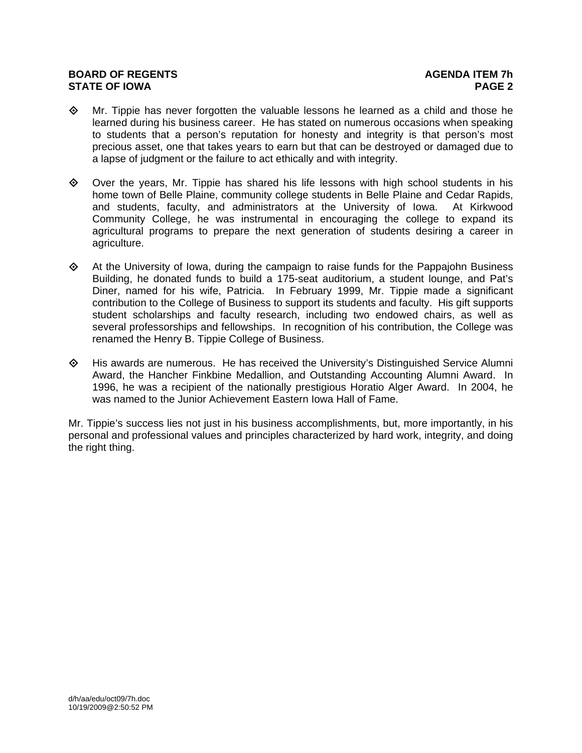- Mr. Tippie has never forgotten the valuable lessons he learned as a child and those he learned during his business career. He has stated on numerous occasions when speaking to students that a person's reputation for honesty and integrity is that person's most precious asset, one that takes years to earn but that can be destroyed or damaged due to a lapse of judgment or the failure to act ethically and with integrity.

- Over the years, Mr. Tippie has shared his life lessons with high school students in his home town of Belle Plaine, community college students in Belle Plaine and Cedar Rapids, and students, faculty, and administrators at the University of Iowa. At Kirkwood Community College, he was instrumental in encouraging the college to expand its agricultural programs to prepare the next generation of students desiring a career in agriculture.

- At the University of Iowa, during the campaign to raise funds for the Pappajohn Business Building, he donated funds to build a 175-seat auditorium, a student lounge, and Pat's Diner, named for his wife, Patricia. In February 1999, Mr. Tippie made a significant contribution to the College of Business to support its students and faculty. His gift supports student scholarships and faculty research, including two endowed chairs, as well as several professorships and fellowships. In recognition of his contribution, the College was renamed the Henry B. Tippie College of Business.

- His awards are numerous. He has received the University's Distinguished Service Alumni Award, the Hancher Finkbine Medallion, and Outstanding Accounting Alumni Award. In 1996, he was a recipient of the nationally prestigious Horatio Alger Award. In 2004, he was named to the Junior Achievement Eastern Iowa Hall of Fame.

Mr. Tippie's success lies not just in his business accomplishments, but, more importantly, in his personal and professional values and principles characterized by hard work, integrity, and doing the right thing.

d/h/aa/edu/oct09/7h.doc
10/19/2009@2:50:52 PM